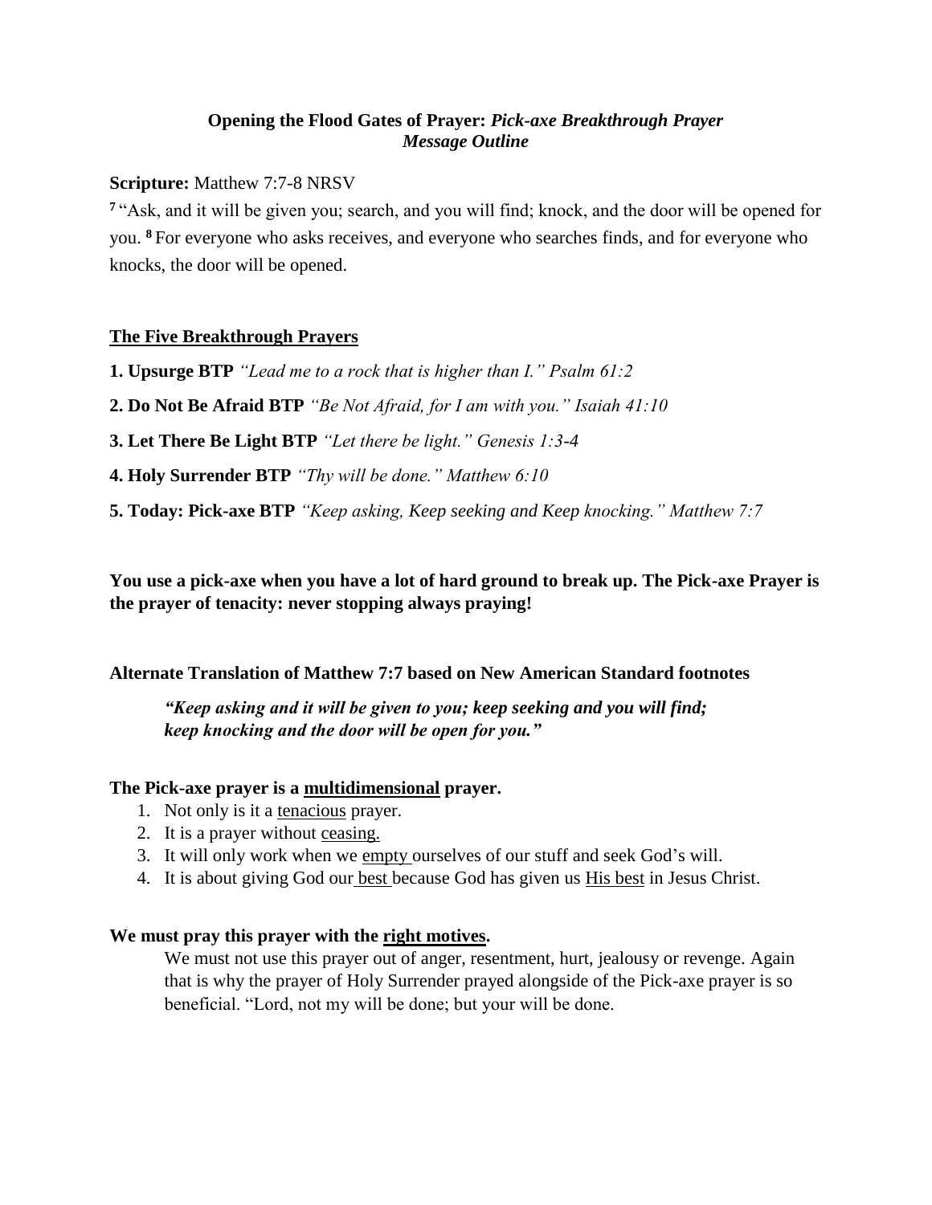**Opening the Flood Gates of Prayer:** ***Pick-axe Breakthrough Prayer***
***Message Outline***

**Scripture:** Matthew 7:7-8 NRSV

[7] "Ask, and it will be given you; search, and you will find; knock, and the door will be opened for you. [8] For everyone who asks receives, and everyone who searches finds, and for everyone who knocks, the door will be opened.

**The Five Breakthrough Prayers**

**1. Upsurge BTP** *"Lead me to a rock that is higher than I." Psalm 61:2*

**2. Do Not Be Afraid BTP** *"Be Not Afraid, for I am with you." Isaiah 41:10*

**3. Let There Be Light BTP** *"Let there be light." Genesis 1:3-4*

**4. Holy Surrender BTP** *"Thy will be done." Matthew 6:10*

**5. Today: Pick-axe BTP** *"Keep asking, Keep seeking and Keep knocking." Matthew 7:7*

**You use a pick-axe when you have a lot of hard ground to break up. The Pick-axe Prayer is the prayer of tenacity: never stopping always praying!**

**Alternate Translation of Matthew 7:7 based on New American Standard footnotes**

> ***"Keep asking and it will be given to you; keep seeking and you will find; keep knocking and the door will be open for you."***

**The Pick-axe prayer is a multidimensional prayer.**

1. Not only is it a tenacious prayer.
2. It is a prayer without ceasing.
3. It will only work when we empty ourselves of our stuff and seek God's will.
4. It is about giving God our best because God has given us His best in Jesus Christ.

**We must pray this prayer with the right motives.**

We must not use this prayer out of anger, resentment, hurt, jealousy or revenge. Again that is why the prayer of Holy Surrender prayed alongside of the Pick-axe prayer is so beneficial. "Lord, not my will be done; but your will be done.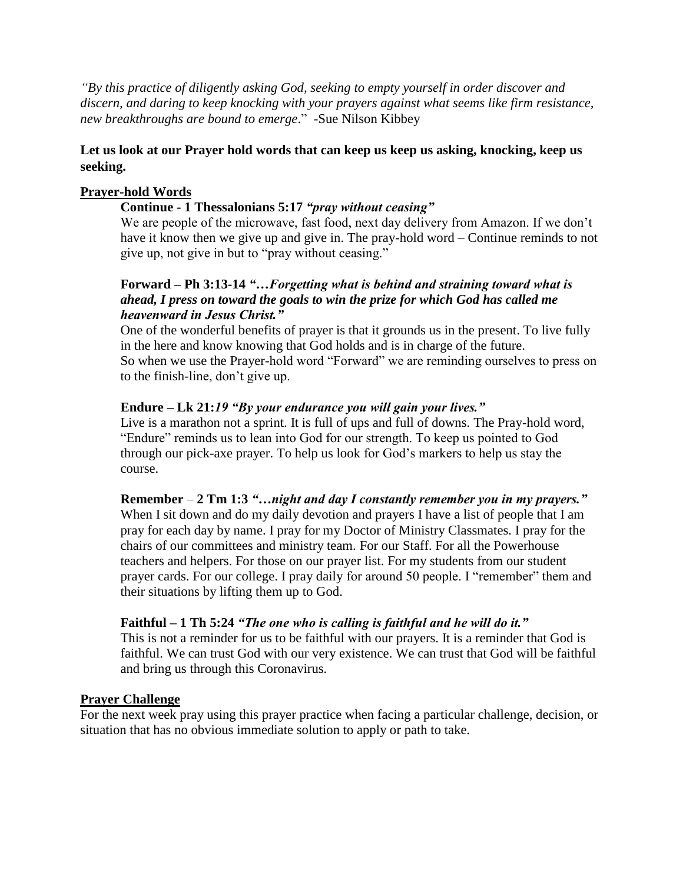*"By this practice of diligently asking God, seeking to empty yourself in order discover and discern, and daring to keep knocking with your prayers against what seems like firm resistance, new breakthroughs are bound to emerge*." -Sue Nilson Kibbey

**Let us look at our Prayer hold words that can keep us keep us asking, knocking, keep us seeking.**

## Prayer-hold Words

**Continue - 1 Thessalonians 5:17** ***"pray without ceasing"***
We are people of the microwave, fast food, next day delivery from Amazon. If we don't have it know then we give up and give in. The pray-hold word – Continue reminds to not give up, not give in but to "pray without ceasing."

**Forward – Ph 3:13-14** ***"…Forgetting what is behind and straining toward what is ahead, I press on toward the goals to win the prize for which God has called me heavenward in Jesus Christ."***
One of the wonderful benefits of prayer is that it grounds us in the present. To live fully in the here and know knowing that God holds and is in charge of the future.
So when we use the Prayer-hold word "Forward" we are reminding ourselves to press on to the finish-line, don't give up.

**Endure – Lk 21:*****19 "By your endurance you will gain your lives."***
Live is a marathon not a sprint. It is full of ups and full of downs. The Pray-hold word, "Endure" reminds us to lean into God for our strength. To keep us pointed to God through our pick-axe prayer. To help us look for God's markers to help us stay the course.

**Remember** – **2 Tm 1:3** ***"…night and day I constantly remember you in my prayers."***
When I sit down and do my daily devotion and prayers I have a list of people that I am pray for each day by name. I pray for my Doctor of Ministry Classmates. I pray for the chairs of our committees and ministry team. For our Staff. For all the Powerhouse teachers and helpers. For those on our prayer list. For my students from our student prayer cards. For our college. I pray daily for around 50 people. I "remember" them and their situations by lifting them up to God.

**Faithful – 1 Th 5:24** ***"The one who is calling is faithful and he will do it."***
This is not a reminder for us to be faithful with our prayers. It is a reminder that God is faithful. We can trust God with our very existence. We can trust that God will be faithful and bring us through this Coronavirus.

## Prayer Challenge

For the next week pray using this prayer practice when facing a particular challenge, decision, or situation that has no obvious immediate solution to apply or path to take.